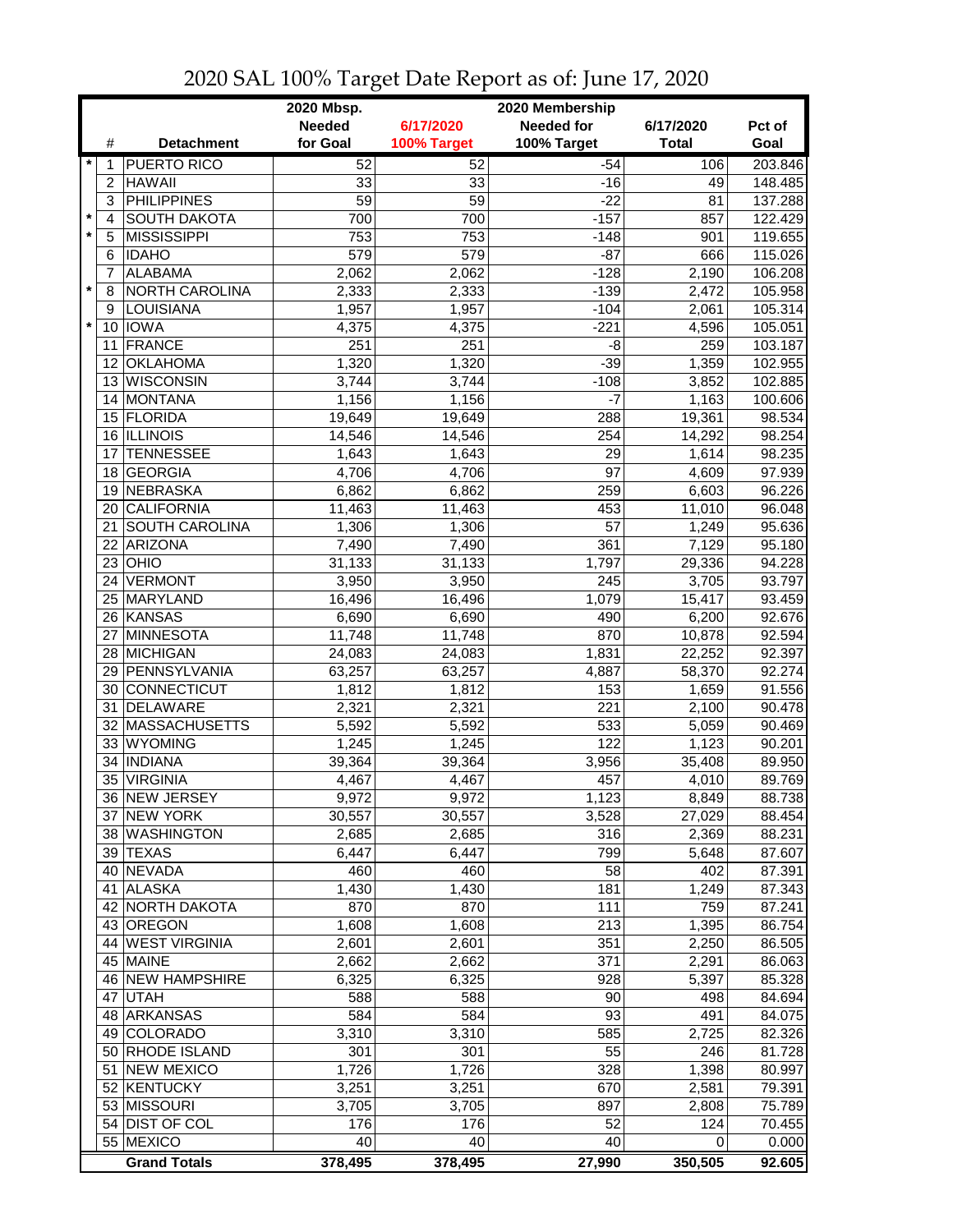# 2020 SAL 100% Target Date Report as of: June 17, 2020

| | # | Detachment | 2020 Mbsp. Needed for Goal | 6/17/2020 100% Target | 2020 Membership Needed for 100% Target | 6/17/2020 Total | Pct of Goal |
|---|---|---|---|---|---|---|---|
| * | 1 | PUERTO RICO | 52 | 52 | -54 | 106 | 203.846 |
| | 2 | HAWAII | 33 | 33 | -16 | 49 | 148.485 |
| | 3 | PHILIPPINES | 59 | 59 | -22 | 81 | 137.288 |
| * | 4 | SOUTH DAKOTA | 700 | 700 | -157 | 857 | 122.429 |
| * | 5 | MISSISSIPPI | 753 | 753 | -148 | 901 | 119.655 |
| | 6 | IDAHO | 579 | 579 | -87 | 666 | 115.026 |
| | 7 | ALABAMA | 2,062 | 2,062 | -128 | 2,190 | 106.208 |
| * | 8 | NORTH CAROLINA | 2,333 | 2,333 | -139 | 2,472 | 105.958 |
| | 9 | LOUISIANA | 1,957 | 1,957 | -104 | 2,061 | 105.314 |
| * | 10 | IOWA | 4,375 | 4,375 | -221 | 4,596 | 105.051 |
| | 11 | FRANCE | 251 | 251 | -8 | 259 | 103.187 |
| | 12 | OKLAHOMA | 1,320 | 1,320 | -39 | 1,359 | 102.955 |
| | 13 | WISCONSIN | 3,744 | 3,744 | -108 | 3,852 | 102.885 |
| | 14 | MONTANA | 1,156 | 1,156 | -7 | 1,163 | 100.606 |
| | 15 | FLORIDA | 19,649 | 19,649 | 288 | 19,361 | 98.534 |
| | 16 | ILLINOIS | 14,546 | 14,546 | 254 | 14,292 | 98.254 |
| | 17 | TENNESSEE | 1,643 | 1,643 | 29 | 1,614 | 98.235 |
| | 18 | GEORGIA | 4,706 | 4,706 | 97 | 4,609 | 97.939 |
| | 19 | NEBRASKA | 6,862 | 6,862 | 259 | 6,603 | 96.226 |
| | 20 | CALIFORNIA | 11,463 | 11,463 | 453 | 11,010 | 96.048 |
| | 21 | SOUTH CAROLINA | 1,306 | 1,306 | 57 | 1,249 | 95.636 |
| | 22 | ARIZONA | 7,490 | 7,490 | 361 | 7,129 | 95.180 |
| | 23 | OHIO | 31,133 | 31,133 | 1,797 | 29,336 | 94.228 |
| | 24 | VERMONT | 3,950 | 3,950 | 245 | 3,705 | 93.797 |
| | 25 | MARYLAND | 16,496 | 16,496 | 1,079 | 15,417 | 93.459 |
| | 26 | KANSAS | 6,690 | 6,690 | 490 | 6,200 | 92.676 |
| | 27 | MINNESOTA | 11,748 | 11,748 | 870 | 10,878 | 92.594 |
| | 28 | MICHIGAN | 24,083 | 24,083 | 1,831 | 22,252 | 92.397 |
| | 29 | PENNSYLVANIA | 63,257 | 63,257 | 4,887 | 58,370 | 92.274 |
| | 30 | CONNECTICUT | 1,812 | 1,812 | 153 | 1,659 | 91.556 |
| | 31 | DELAWARE | 2,321 | 2,321 | 221 | 2,100 | 90.478 |
| | 32 | MASSACHUSETTS | 5,592 | 5,592 | 533 | 5,059 | 90.469 |
| | 33 | WYOMING | 1,245 | 1,245 | 122 | 1,123 | 90.201 |
| | 34 | INDIANA | 39,364 | 39,364 | 3,956 | 35,408 | 89.950 |
| | 35 | VIRGINIA | 4,467 | 4,467 | 457 | 4,010 | 89.769 |
| | 36 | NEW JERSEY | 9,972 | 9,972 | 1,123 | 8,849 | 88.738 |
| | 37 | NEW YORK | 30,557 | 30,557 | 3,528 | 27,029 | 88.454 |
| | 38 | WASHINGTON | 2,685 | 2,685 | 316 | 2,369 | 88.231 |
| | 39 | TEXAS | 6,447 | 6,447 | 799 | 5,648 | 87.607 |
| | 40 | NEVADA | 460 | 460 | 58 | 402 | 87.391 |
| | 41 | ALASKA | 1,430 | 1,430 | 181 | 1,249 | 87.343 |
| | 42 | NORTH DAKOTA | 870 | 870 | 111 | 759 | 87.241 |
| | 43 | OREGON | 1,608 | 1,608 | 213 | 1,395 | 86.754 |
| | 44 | WEST VIRGINIA | 2,601 | 2,601 | 351 | 2,250 | 86.505 |
| | 45 | MAINE | 2,662 | 2,662 | 371 | 2,291 | 86.063 |
| | 46 | NEW HAMPSHIRE | 6,325 | 6,325 | 928 | 5,397 | 85.328 |
| | 47 | UTAH | 588 | 588 | 90 | 498 | 84.694 |
| | 48 | ARKANSAS | 584 | 584 | 93 | 491 | 84.075 |
| | 49 | COLORADO | 3,310 | 3,310 | 585 | 2,725 | 82.326 |
| | 50 | RHODE ISLAND | 301 | 301 | 55 | 246 | 81.728 |
| | 51 | NEW MEXICO | 1,726 | 1,726 | 328 | 1,398 | 80.997 |
| | 52 | KENTUCKY | 3,251 | 3,251 | 670 | 2,581 | 79.391 |
| | 53 | MISSOURI | 3,705 | 3,705 | 897 | 2,808 | 75.789 |
| | 54 | DIST OF COL | 176 | 176 | 52 | 124 | 70.455 |
| | 55 | MEXICO | 40 | 40 | 40 | 0 | 0.000 |
| | | **Grand Totals** | **378,495** | **378,495** | **27,990** | **350,505** | **92.605** |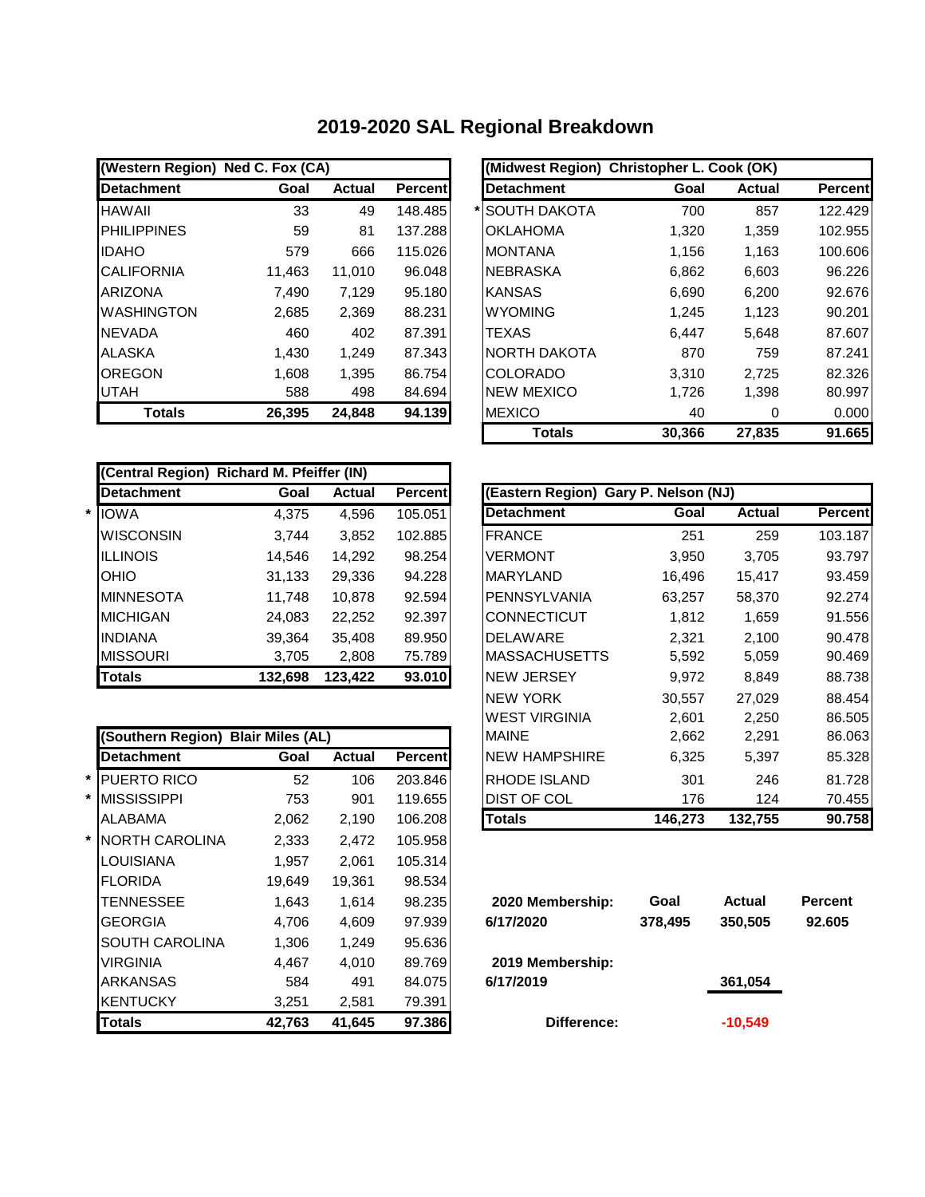# 2019-2020 SAL Regional Breakdown

| (Western Region) Ned C. Fox (CA) | | | |
|---|---|---|---|
| **Detachment** | **Goal** | **Actual** | **Percent** |
| HAWAII | 33 | 49 | 148.485 |
| PHILIPPINES | 59 | 81 | 137.288 |
| IDAHO | 579 | 666 | 115.026 |
| CALIFORNIA | 11,463 | 11,010 | 96.048 |
| ARIZONA | 7,490 | 7,129 | 95.180 |
| WASHINGTON | 2,685 | 2,369 | 88.231 |
| NEVADA | 460 | 402 | 87.391 |
| ALASKA | 1,430 | 1,249 | 87.343 |
| OREGON | 1,608 | 1,395 | 86.754 |
| UTAH | 588 | 498 | 84.694 |
| **Totals** | **26,395** | **24,848** | **94.139** |

| (Midwest Region) Christopher L. Cook (OK) | | | | |
|---|---|---|---|---|
| | **Detachment** | **Goal** | **Actual** | **Percent** |
| * | SOUTH DAKOTA | 700 | 857 | 122.429 |
| | OKLAHOMA | 1,320 | 1,359 | 102.955 |
| | MONTANA | 1,156 | 1,163 | 100.606 |
| | NEBRASKA | 6,862 | 6,603 | 96.226 |
| | KANSAS | 6,690 | 6,200 | 92.676 |
| | WYOMING | 1,245 | 1,123 | 90.201 |
| | TEXAS | 6,447 | 5,648 | 87.607 |
| | NORTH DAKOTA | 870 | 759 | 87.241 |
| | COLORADO | 3,310 | 2,725 | 82.326 |
| | NEW MEXICO | 1,726 | 1,398 | 80.997 |
| | MEXICO | 40 | 0 | 0.000 |
| | **Totals** | **30,366** | **27,835** | **91.665** |

| (Central Region) Richard M. Pfeiffer (IN) | | | | |
|---|---|---|---|---|
| | **Detachment** | **Goal** | **Actual** | **Percent** |
| * | IOWA | 4,375 | 4,596 | 105.051 |
| | WISCONSIN | 3,744 | 3,852 | 102.885 |
| | ILLINOIS | 14,546 | 14,292 | 98.254 |
| | OHIO | 31,133 | 29,336 | 94.228 |
| | MINNESOTA | 11,748 | 10,878 | 92.594 |
| | MICHIGAN | 24,083 | 22,252 | 92.397 |
| | INDIANA | 39,364 | 35,408 | 89.950 |
| | MISSOURI | 3,705 | 2,808 | 75.789 |
| | **Totals** | **132,698** | **123,422** | **93.010** |

| (Eastern Region) Gary P. Nelson (NJ) | | | |
|---|---|---|---|
| **Detachment** | **Goal** | **Actual** | **Percent** |
| FRANCE | 251 | 259 | 103.187 |
| VERMONT | 3,950 | 3,705 | 93.797 |
| MARYLAND | 16,496 | 15,417 | 93.459 |
| PENNSYLVANIA | 63,257 | 58,370 | 92.274 |
| CONNECTICUT | 1,812 | 1,659 | 91.556 |
| DELAWARE | 2,321 | 2,100 | 90.478 |
| MASSACHUSETTS | 5,592 | 5,059 | 90.469 |
| NEW JERSEY | 9,972 | 8,849 | 88.738 |
| NEW YORK | 30,557 | 27,029 | 88.454 |
| WEST VIRGINIA | 2,601 | 2,250 | 86.505 |
| MAINE | 2,662 | 2,291 | 86.063 |
| NEW HAMPSHIRE | 6,325 | 5,397 | 85.328 |
| RHODE ISLAND | 301 | 246 | 81.728 |
| DIST OF COL | 176 | 124 | 70.455 |
| **Totals** | **146,273** | **132,755** | **90.758** |

| (Southern Region) Blair Miles (AL) | | | | |
|---|---|---|---|---|
| | **Detachment** | **Goal** | **Actual** | **Percent** |
| * | PUERTO RICO | 52 | 106 | 203.846 |
| * | MISSISSIPPI | 753 | 901 | 119.655 |
| | ALABAMA | 2,062 | 2,190 | 106.208 |
| * | NORTH CAROLINA | 2,333 | 2,472 | 105.958 |
| | LOUISIANA | 1,957 | 2,061 | 105.314 |
| | FLORIDA | 19,649 | 19,361 | 98.534 |
| | TENNESSEE | 1,643 | 1,614 | 98.235 |
| | GEORGIA | 4,706 | 4,609 | 97.939 |
| | SOUTH CAROLINA | 1,306 | 1,249 | 95.636 |
| | VIRGINIA | 4,467 | 4,010 | 89.769 |
| | ARKANSAS | 584 | 491 | 84.075 |
| | KENTUCKY | 3,251 | 2,581 | 79.391 |
| | **Totals** | **42,763** | **41,645** | **97.386** |

| **2020 Membership:** | **Goal** | **Actual** | **Percent** |
|---|---|---|---|
| **6/17/2020** | **378,495** | **350,505** | **92.605** |
| **2019 Membership:** | | | |
| **6/17/2019** | | **361,054** | |
| **Difference:** | | **-10,549** | |